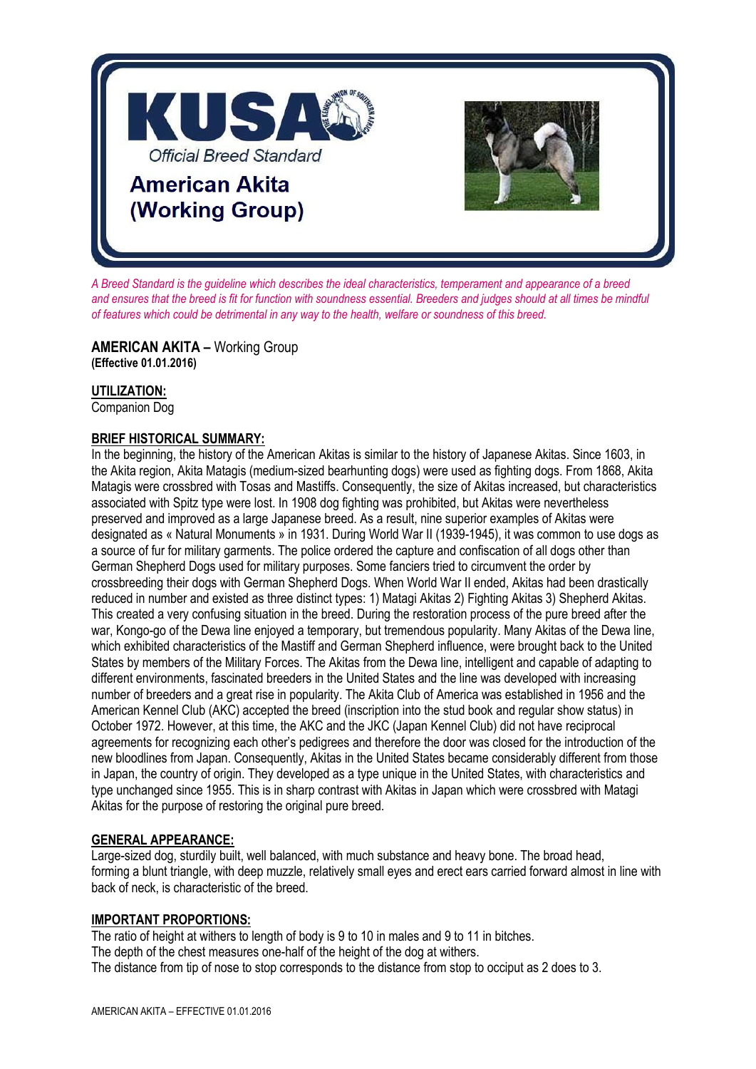# KUSA

Official Breed Standard

## American Akita (Working Group)

*A Breed Standard is the guideline which describes the ideal characteristics, temperament and appearance of a breed and ensures that the breed is fit for function with soundness essential. Breeders and judges should at all times be mindful of features which could be detrimental in any way to the health, welfare or soundness of this breed.*

**AMERICAN AKITA –** Working Group
**(Effective 01.01.2016)**

**UTILIZATION:**
Companion Dog

**BRIEF HISTORICAL SUMMARY:**
In the beginning, the history of the American Akitas is similar to the history of Japanese Akitas. Since 1603, in the Akita region, Akita Matagis (medium-sized bearhunting dogs) were used as fighting dogs. From 1868, Akita Matagis were crossbred with Tosas and Mastiffs. Consequently, the size of Akitas increased, but characteristics associated with Spitz type were lost. In 1908 dog fighting was prohibited, but Akitas were nevertheless preserved and improved as a large Japanese breed. As a result, nine superior examples of Akitas were designated as « Natural Monuments » in 1931. During World War II (1939-1945), it was common to use dogs as a source of fur for military garments. The police ordered the capture and confiscation of all dogs other than German Shepherd Dogs used for military purposes. Some fanciers tried to circumvent the order by crossbreeding their dogs with German Shepherd Dogs. When World War II ended, Akitas had been drastically reduced in number and existed as three distinct types: 1) Matagi Akitas 2) Fighting Akitas 3) Shepherd Akitas. This created a very confusing situation in the breed. During the restoration process of the pure breed after the war, Kongo-go of the Dewa line enjoyed a temporary, but tremendous popularity. Many Akitas of the Dewa line, which exhibited characteristics of the Mastiff and German Shepherd influence, were brought back to the United States by members of the Military Forces. The Akitas from the Dewa line, intelligent and capable of adapting to different environments, fascinated breeders in the United States and the line was developed with increasing number of breeders and a great rise in popularity. The Akita Club of America was established in 1956 and the American Kennel Club (AKC) accepted the breed (inscription into the stud book and regular show status) in October 1972. However, at this time, the AKC and the JKC (Japan Kennel Club) did not have reciprocal agreements for recognizing each other's pedigrees and therefore the door was closed for the introduction of the new bloodlines from Japan. Consequently, Akitas in the United States became considerably different from those in Japan, the country of origin. They developed as a type unique in the United States, with characteristics and type unchanged since 1955. This is in sharp contrast with Akitas in Japan which were crossbred with Matagi Akitas for the purpose of restoring the original pure breed.

**GENERAL APPEARANCE:**
Large-sized dog, sturdily built, well balanced, with much substance and heavy bone. The broad head, forming a blunt triangle, with deep muzzle, relatively small eyes and erect ears carried forward almost in line with back of neck, is characteristic of the breed.

**IMPORTANT PROPORTIONS:**
The ratio of height at withers to length of body is 9 to 10 in males and 9 to 11 in bitches.
The depth of the chest measures one-half of the height of the dog at withers.
The distance from tip of nose to stop corresponds to the distance from stop to occiput as 2 does to 3.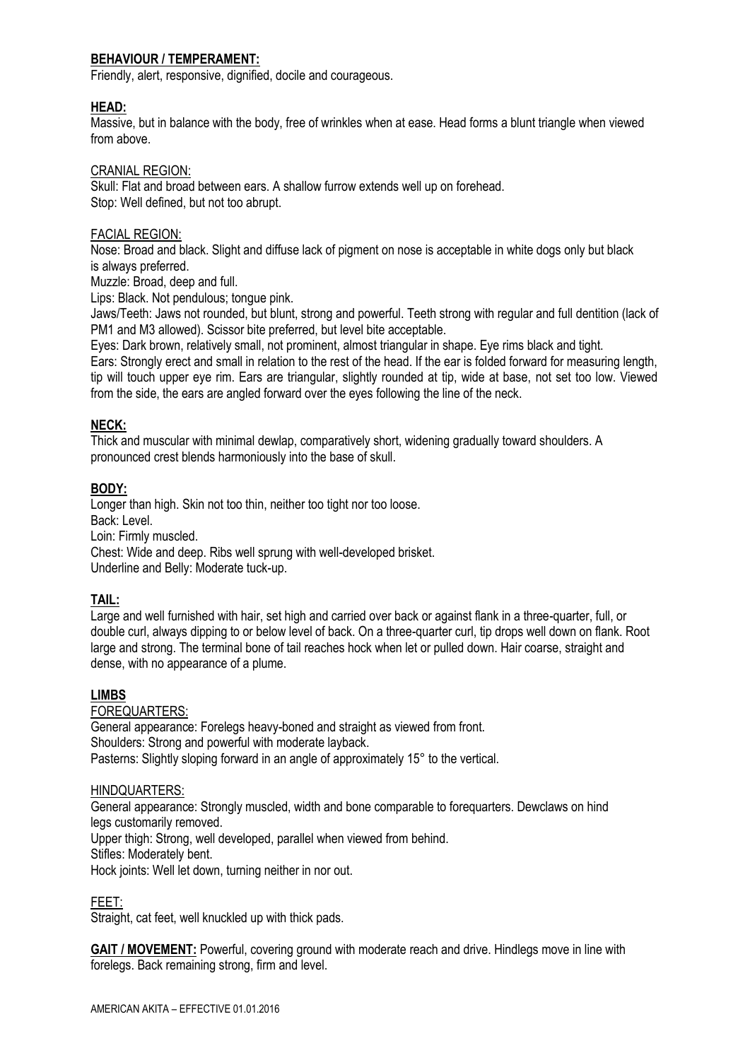## BEHAVIOUR / TEMPERAMENT:

Friendly, alert, responsive, dignified, docile and courageous.

## HEAD:

Massive, but in balance with the body, free of wrinkles when at ease. Head forms a blunt triangle when viewed from above.

### CRANIAL REGION:

Skull: Flat and broad between ears. A shallow furrow extends well up on forehead.
Stop: Well defined, but not too abrupt.

### FACIAL REGION:

Nose: Broad and black. Slight and diffuse lack of pigment on nose is acceptable in white dogs only but black is always preferred.
Muzzle: Broad, deep and full.
Lips: Black. Not pendulous; tongue pink.
Jaws/Teeth: Jaws not rounded, but blunt, strong and powerful. Teeth strong with regular and full dentition (lack of PM1 and M3 allowed). Scissor bite preferred, but level bite acceptable.
Eyes: Dark brown, relatively small, not prominent, almost triangular in shape. Eye rims black and tight.
Ears: Strongly erect and small in relation to the rest of the head. If the ear is folded forward for measuring length, tip will touch upper eye rim. Ears are triangular, slightly rounded at tip, wide at base, not set too low. Viewed from the side, the ears are angled forward over the eyes following the line of the neck.

## NECK:

Thick and muscular with minimal dewlap, comparatively short, widening gradually toward shoulders. A pronounced crest blends harmoniously into the base of skull.

## BODY:

Longer than high. Skin not too thin, neither too tight nor too loose.
Back: Level.
Loin: Firmly muscled.
Chest: Wide and deep. Ribs well sprung with well-developed brisket.
Underline and Belly: Moderate tuck-up.

## TAIL:

Large and well furnished with hair, set high and carried over back or against flank in a three-quarter, full, or double curl, always dipping to or below level of back. On a three-quarter curl, tip drops well down on flank. Root large and strong. The terminal bone of tail reaches hock when let or pulled down. Hair coarse, straight and dense, with no appearance of a plume.

## LIMBS

### FOREQUARTERS:

General appearance: Forelegs heavy-boned and straight as viewed from front.
Shoulders: Strong and powerful with moderate layback.
Pasterns: Slightly sloping forward in an angle of approximately 15° to the vertical.

### HINDQUARTERS:

General appearance: Strongly muscled, width and bone comparable to forequarters. Dewclaws on hind legs customarily removed.
Upper thigh: Strong, well developed, parallel when viewed from behind.
Stifles: Moderately bent.
Hock joints: Well let down, turning neither in nor out.

### FEET:

Straight, cat feet, well knuckled up with thick pads.

**GAIT / MOVEMENT:** Powerful, covering ground with moderate reach and drive. Hindlegs move in line with forelegs. Back remaining strong, firm and level.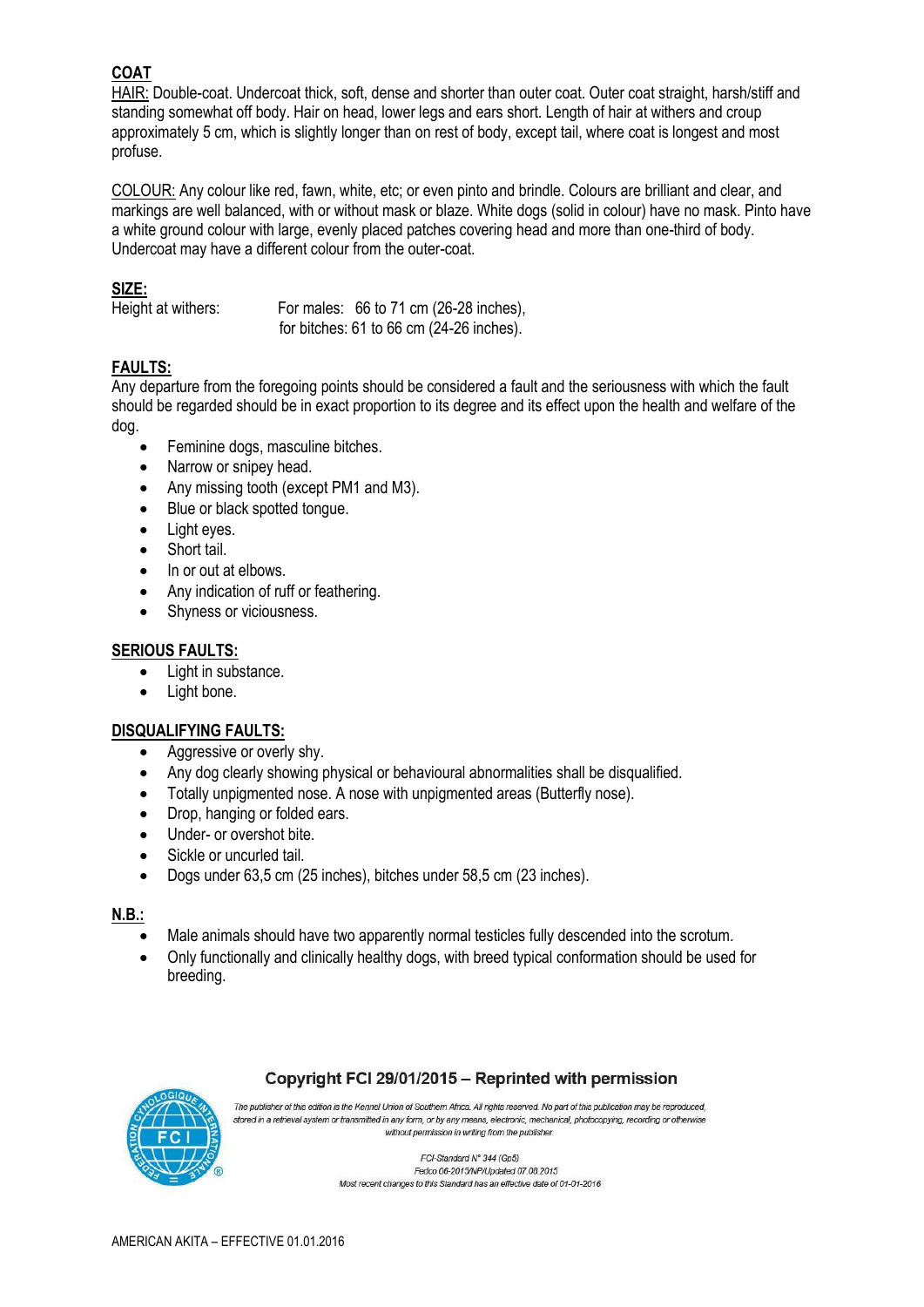## COAT

HAIR: Double-coat. Undercoat thick, soft, dense and shorter than outer coat. Outer coat straight, harsh/stiff and standing somewhat off body. Hair on head, lower legs and ears short. Length of hair at withers and croup approximately 5 cm, which is slightly longer than on rest of body, except tail, where coat is longest and most profuse.

COLOUR: Any colour like red, fawn, white, etc; or even pinto and brindle. Colours are brilliant and clear, and markings are well balanced, with or without mask or blaze. White dogs (solid in colour) have no mask. Pinto have a white ground colour with large, evenly placed patches covering head and more than one-third of body. Undercoat may have a different colour from the outer-coat.

## SIZE:

Height at withers: For males: 66 to 71 cm (26-28 inches),
for bitches: 61 to 66 cm (24-26 inches).

## FAULTS:

Any departure from the foregoing points should be considered a fault and the seriousness with which the fault should be regarded should be in exact proportion to its degree and its effect upon the health and welfare of the dog.

- Feminine dogs, masculine bitches.
- Narrow or snipey head.
- Any missing tooth (except PM1 and M3).
- Blue or black spotted tongue.
- Light eyes.
- Short tail.
- In or out at elbows.
- Any indication of ruff or feathering.
- Shyness or viciousness.

## SERIOUS FAULTS:

- Light in substance.
- Light bone.

## DISQUALIFYING FAULTS:

- Aggressive or overly shy.
- Any dog clearly showing physical or behavioural abnormalities shall be disqualified.
- Totally unpigmented nose. A nose with unpigmented areas (Butterfly nose).
- Drop, hanging or folded ears.
- Under- or overshot bite.
- Sickle or uncurled tail.
- Dogs under 63,5 cm (25 inches), bitches under 58,5 cm (23 inches).

## N.B.:

- Male animals should have two apparently normal testicles fully descended into the scrotum.
- Only functionally and clinically healthy dogs, with breed typical conformation should be used for breeding.

**Copyright FCI 29/01/2015 – Reprinted with permission**

*The publisher of this edition is the Kennel Union of Southern Africa. All rights reserved. No part of this publication may be reproduced, stored in a retrieval system or transmitted in any form, or by any means, electronic, mechanical, photocopying, recording or otherwise without permission in writing from the publisher.*

FCI-Standard N° 344 (Gp5)
Fedco 06-2015/NP/Updated 07.08.2015
Most recent changes to this Standard has an effective date of 01-01-2016

AMERICAN AKITA – EFFECTIVE 01.01.2016